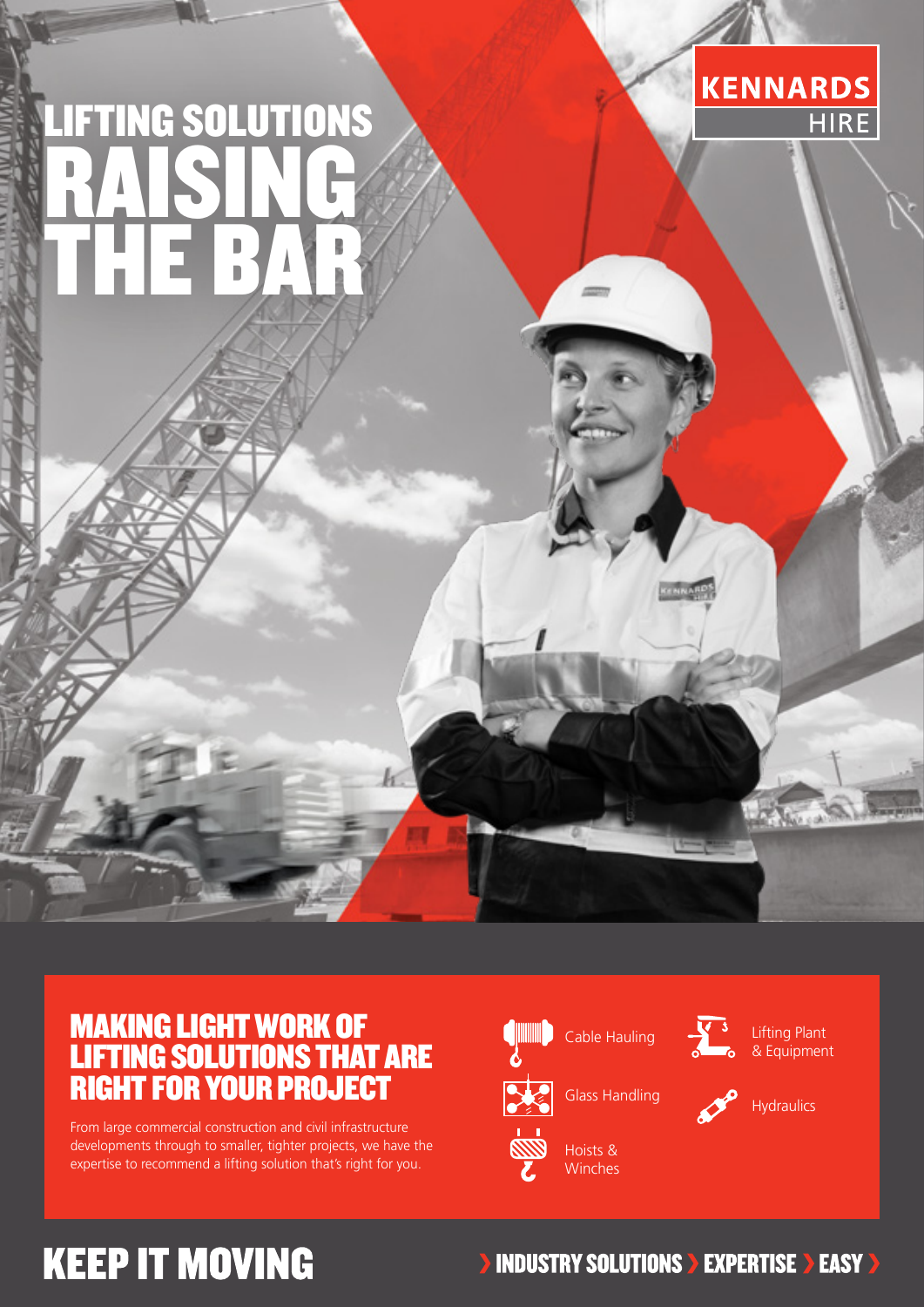KENNARDS HIRE

# LIFTING SOLUTIONS RAISING THE BAR

## MAKING LIGHT WORK OF LIFTING SOLUTIONS THAT ARE RIGHT FOR YOUR PROJECT

From large commercial construction and civil infrastructure developments through to smaller, tighter projects, we have the expertise to recommend a lifting solution that's right for you.

- Cable Hauling
- Glass Handling
- Hoists & Winches
- Lifting Plant & Equipment
- Hydraulics

## KEEP IT MOVING

› INDUSTRY SOLUTIONS › EXPERTISE › EASY ›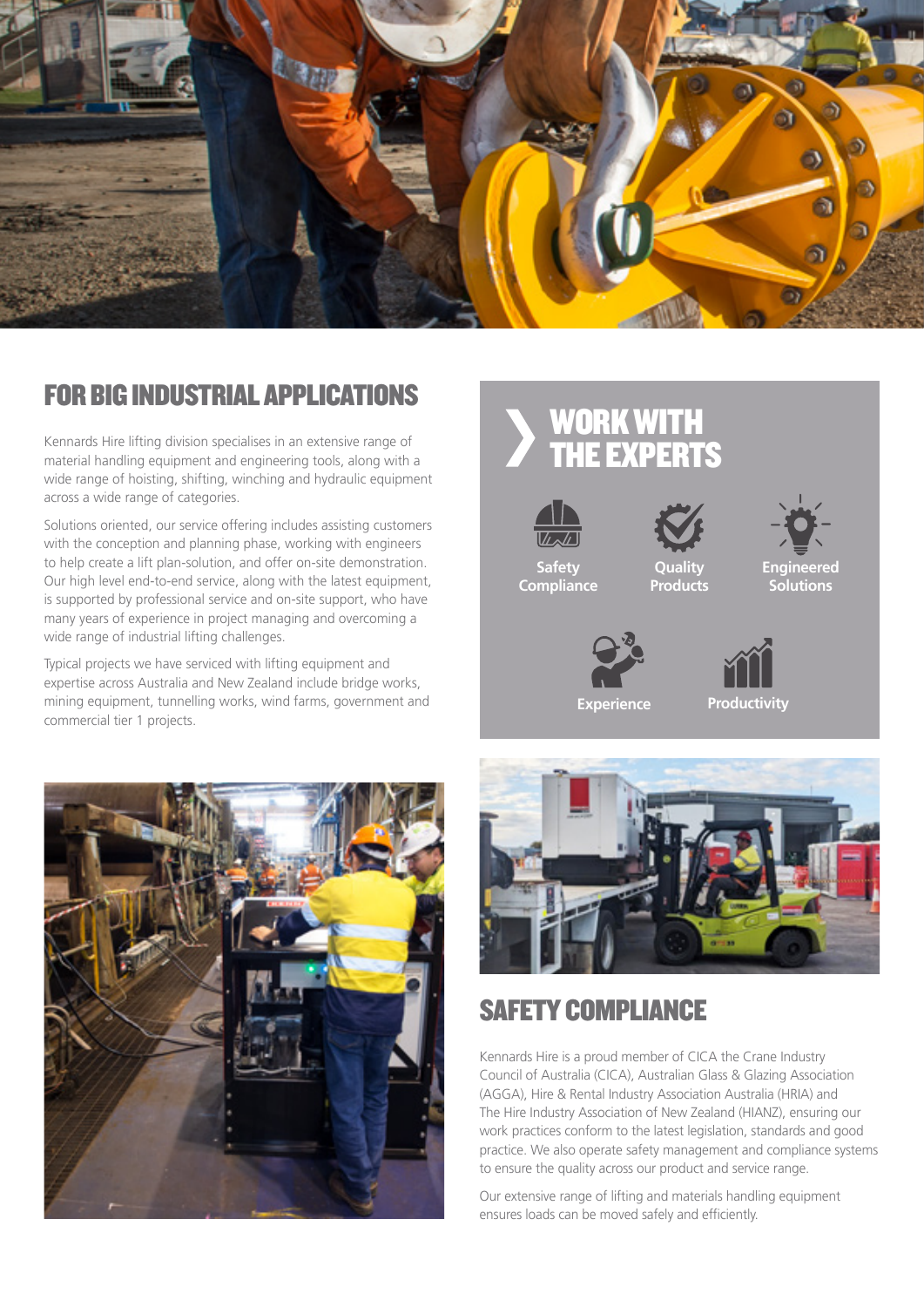## FOR BIG INDUSTRIAL APPLICATIONS

Kennards Hire lifting division specialises in an extensive range of material handling equipment and engineering tools, along with a wide range of hoisting, shifting, winching and hydraulic equipment across a wide range of categories.

Solutions oriented, our service offering includes assisting customers with the conception and planning phase, working with engineers to help create a lift plan-solution, and offer on-site demonstration. Our high level end-to-end service, along with the latest equipment, is supported by professional service and on-site support, who have many years of experience in project managing and overcoming a wide range of industrial lifting challenges.

Typical projects we have serviced with lifting equipment and expertise across Australia and New Zealand include bridge works, mining equipment, tunnelling works, wind farms, government and commercial tier 1 projects.

## WORK WITH THE EXPERTS

- Safety Compliance
- Quality Products
- Engineered Solutions
- Experience
- Productivity

## SAFETY COMPLIANCE

Kennards Hire is a proud member of CICA the Crane Industry Council of Australia (CICA), Australian Glass & Glazing Association (AGGA), Hire & Rental Industry Association Australia (HRIA) and The Hire Industry Association of New Zealand (HIANZ), ensuring our work practices conform to the latest legislation, standards and good practice. We also operate safety management and compliance systems to ensure the quality across our product and service range.

Our extensive range of lifting and materials handling equipment ensures loads can be moved safely and efficiently.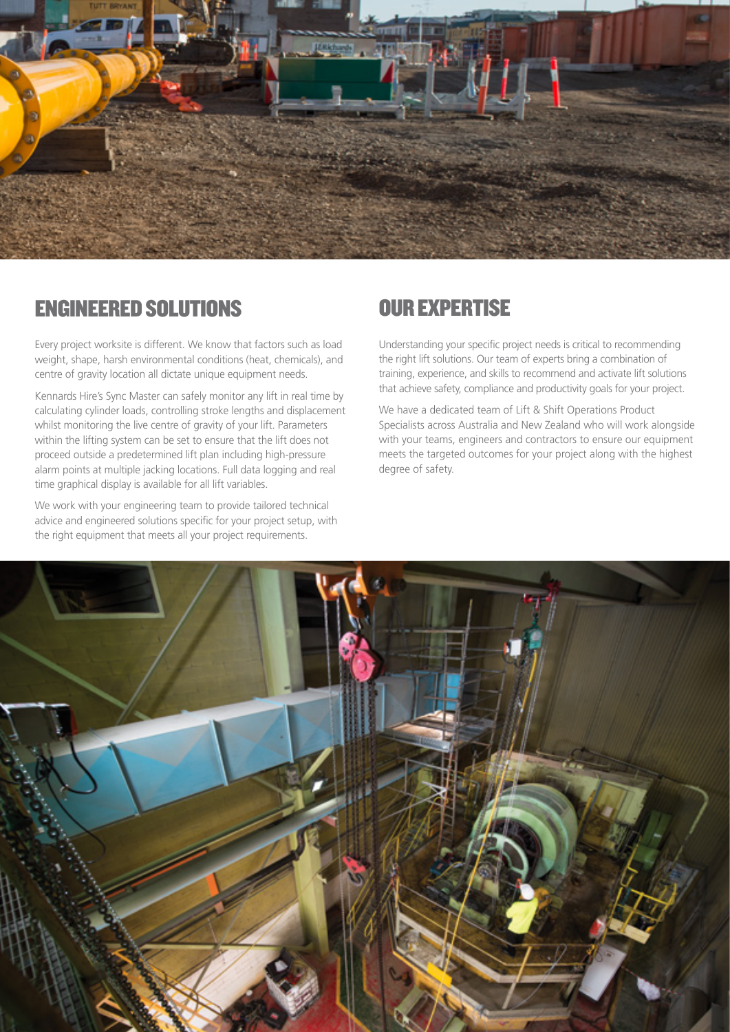## ENGINEERED SOLUTIONS

Every project worksite is different. We know that factors such as load weight, shape, harsh environmental conditions (heat, chemicals), and centre of gravity location all dictate unique equipment needs.

Kennards Hire's Sync Master can safely monitor any lift in real time by calculating cylinder loads, controlling stroke lengths and displacement whilst monitoring the live centre of gravity of your lift. Parameters within the lifting system can be set to ensure that the lift does not proceed outside a predetermined lift plan including high-pressure alarm points at multiple jacking locations. Full data logging and real time graphical display is available for all lift variables.

We work with your engineering team to provide tailored technical advice and engineered solutions specific for your project setup, with the right equipment that meets all your project requirements.

## OUR EXPERTISE

Understanding your specific project needs is critical to recommending the right lift solutions. Our team of experts bring a combination of training, experience, and skills to recommend and activate lift solutions that achieve safety, compliance and productivity goals for your project.

We have a dedicated team of Lift & Shift Operations Product Specialists across Australia and New Zealand who will work alongside with your teams, engineers and contractors to ensure our equipment meets the targeted outcomes for your project along with the highest degree of safety.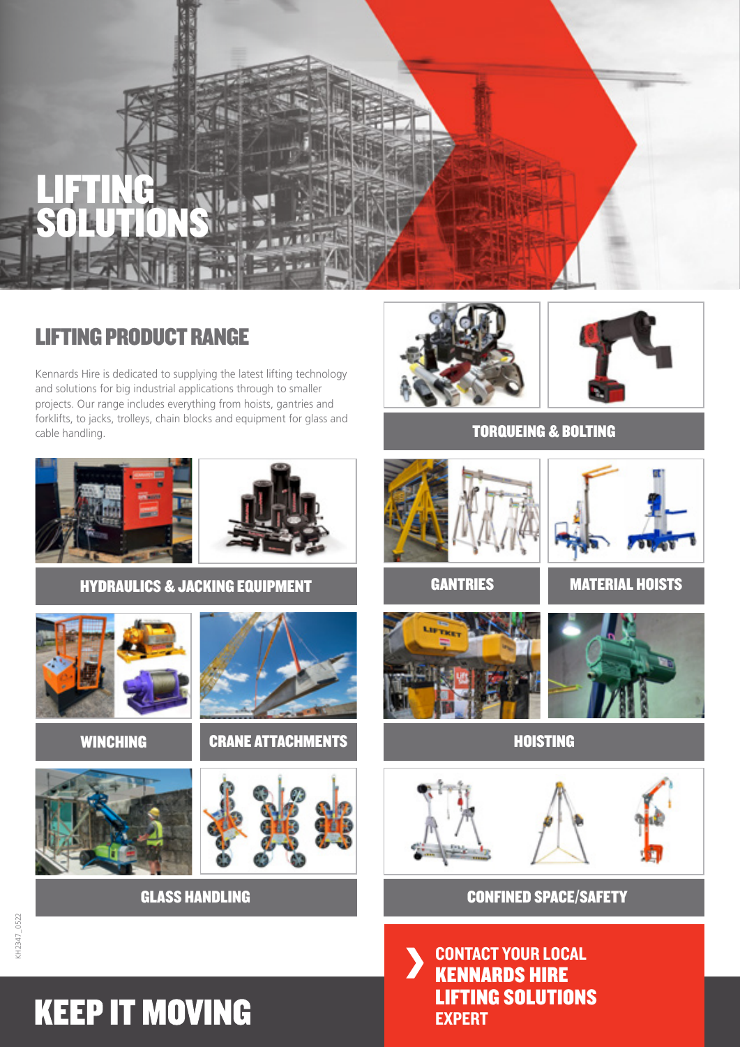# LIFTING SOLUTIONS

## LIFTING PRODUCT RANGE

Kennards Hire is dedicated to supplying the latest lifting technology and solutions for big industrial applications through to smaller projects. Our range includes everything from hoists, gantries and forklifts, to jacks, trolleys, chain blocks and equipment for glass and cable handling.

**HYDRAULICS & JACKING EQUIPMENT**

**WINCHING**

**CRANE ATTACHMENTS**

**GLASS HANDLING**

**TORQUEING & BOLTING**

**GANTRIES**

**MATERIAL HOISTS**

**HOISTING**

**CONFINED SPACE/SAFETY**

**CONTACT YOUR LOCAL KENNARDS HIRE LIFTING SOLUTIONS EXPERT**

KH2347_0522

# KEEP IT MOVING